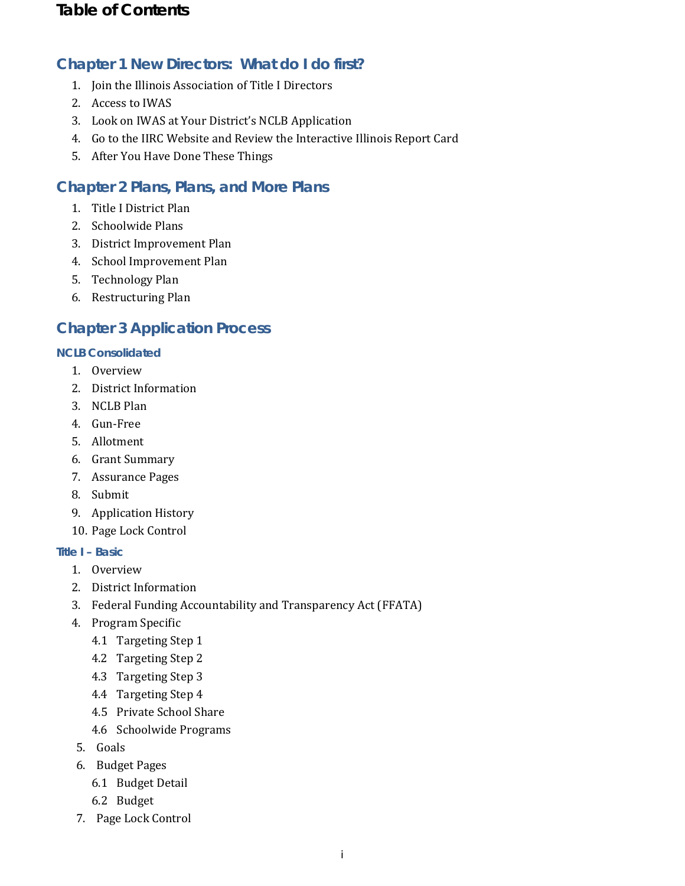# Table of Contents

## Chapter 1 New Directors: What do I do first?

1. Join the Illinois Association of Title I Directors
2. Access to IWAS
3. Look on IWAS at Your District's NCLB Application
4. Go to the IIRC Website and Review the Interactive Illinois Report Card
5. After You Have Done These Things

## Chapter 2 Plans, Plans, and More Plans

1. Title I District Plan
2. Schoolwide Plans
3. District Improvement Plan
4. School Improvement Plan
5. Technology Plan
6. Restructuring Plan

## Chapter 3 Application Process

### NCLB Consolidated

1. Overview
2. District Information
3. NCLB Plan
4. Gun-Free
5. Allotment
6. Grant Summary
7. Assurance Pages
8. Submit
9. Application History
10. Page Lock Control

### Title I – Basic

1. Overview
2. District Information
3. Federal Funding Accountability and Transparency Act (FFATA)
4. Program Specific
   - 4.1 Targeting Step 1
   - 4.2 Targeting Step 2
   - 4.3 Targeting Step 3
   - 4.4 Targeting Step 4
   - 4.5 Private School Share
   - 4.6 Schoolwide Programs
5. Goals
6. Budget Pages
   - 6.1 Budget Detail
   - 6.2 Budget
7. Page Lock Control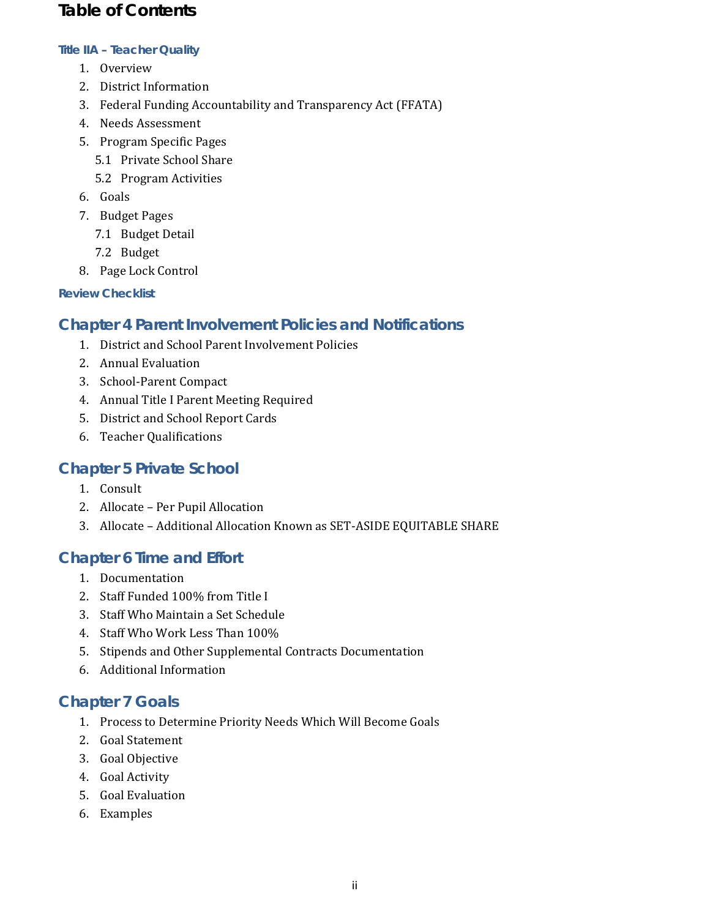# Table of Contents

### Title IIA – Teacher Quality

1. Overview
2. District Information
3. Federal Funding Accountability and Transparency Act (FFATA)
4. Needs Assessment
5. Program Specific Pages
   - 5.1 Private School Share
   - 5.2 Program Activities
6. Goals
7. Budget Pages
   - 7.1 Budget Detail
   - 7.2 Budget
8. Page Lock Control

### Review Checklist

## Chapter 4 Parent Involvement Policies and Notifications

1. District and School Parent Involvement Policies
2. Annual Evaluation
3. School-Parent Compact
4. Annual Title I Parent Meeting Required
5. District and School Report Cards
6. Teacher Qualifications

## Chapter 5 Private School

1. Consult
2. Allocate – Per Pupil Allocation
3. Allocate – Additional Allocation Known as SET-ASIDE EQUITABLE SHARE

## Chapter 6 Time and Effort

1. Documentation
2. Staff Funded 100% from Title I
3. Staff Who Maintain a Set Schedule
4. Staff Who Work Less Than 100%
5. Stipends and Other Supplemental Contracts Documentation
6. Additional Information

## Chapter 7 Goals

1. Process to Determine Priority Needs Which Will Become Goals
2. Goal Statement
3. Goal Objective
4. Goal Activity
5. Goal Evaluation
6. Examples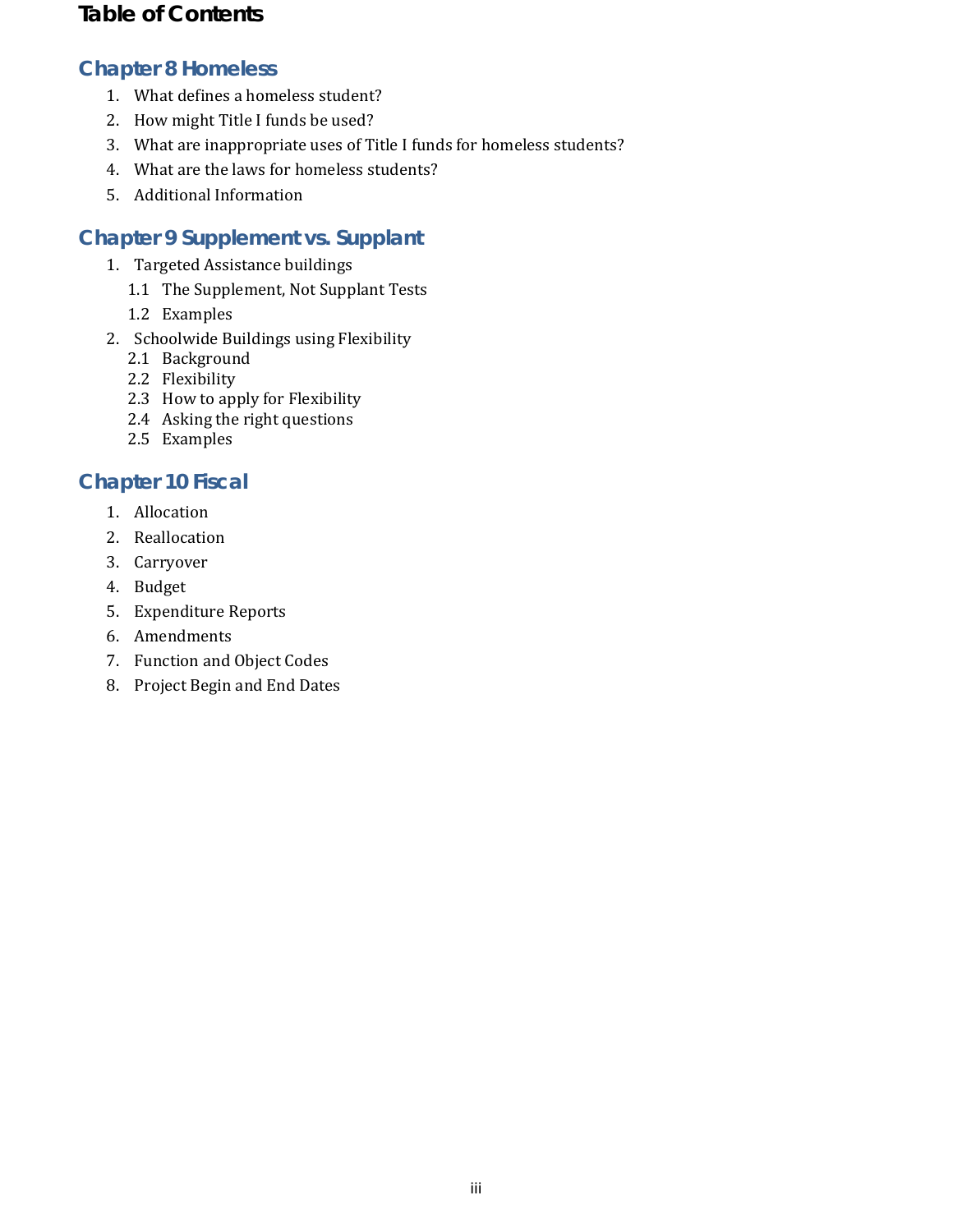# Table of Contents

## Chapter 8 Homeless

1. What defines a homeless student?
2. How might Title I funds be used?
3. What are inappropriate uses of Title I funds for homeless students?
4. What are the laws for homeless students?
5. Additional Information

## Chapter 9 Supplement vs. Supplant

1. Targeted Assistance buildings
   - 1.1 The Supplement, Not Supplant Tests
   - 1.2 Examples
2. Schoolwide Buildings using Flexibility
   - 2.1 Background
   - 2.2 Flexibility
   - 2.3 How to apply for Flexibility
   - 2.4 Asking the right questions
   - 2.5 Examples

## Chapter 10 Fiscal

1. Allocation
2. Reallocation
3. Carryover
4. Budget
5. Expenditure Reports
6. Amendments
7. Function and Object Codes
8. Project Begin and End Dates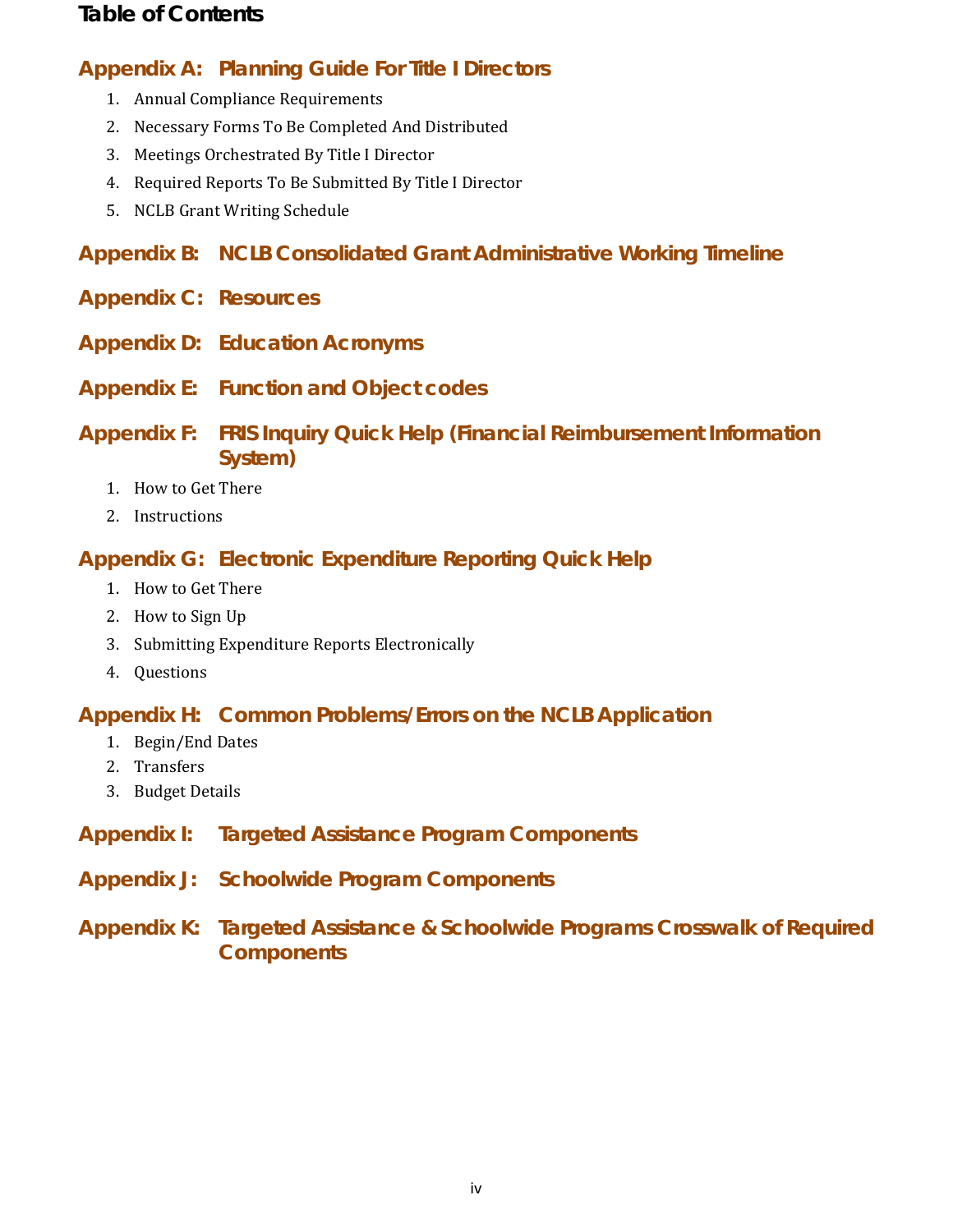# Table of Contents

## Appendix A: Planning Guide For Title I Directors

1. Annual Compliance Requirements
2. Necessary Forms To Be Completed And Distributed
3. Meetings Orchestrated By Title I Director
4. Required Reports To Be Submitted By Title I Director
5. NCLB Grant Writing Schedule

## Appendix B: NCLB Consolidated Grant Administrative Working Timeline

## Appendix C: Resources

## Appendix D: Education Acronyms

## Appendix E: Function and Object codes

## Appendix F: FRIS Inquiry Quick Help (Financial Reimbursement Information System)

1. How to Get There
2. Instructions

## Appendix G: Electronic Expenditure Reporting Quick Help

1. How to Get There
2. How to Sign Up
3. Submitting Expenditure Reports Electronically
4. Questions

## Appendix H: Common Problems/Errors on the NCLB Application

1. Begin/End Dates
2. Transfers
3. Budget Details

## Appendix I: Targeted Assistance Program Components

## Appendix J: Schoolwide Program Components

## Appendix K: Targeted Assistance & Schoolwide Programs Crosswalk of Required Components